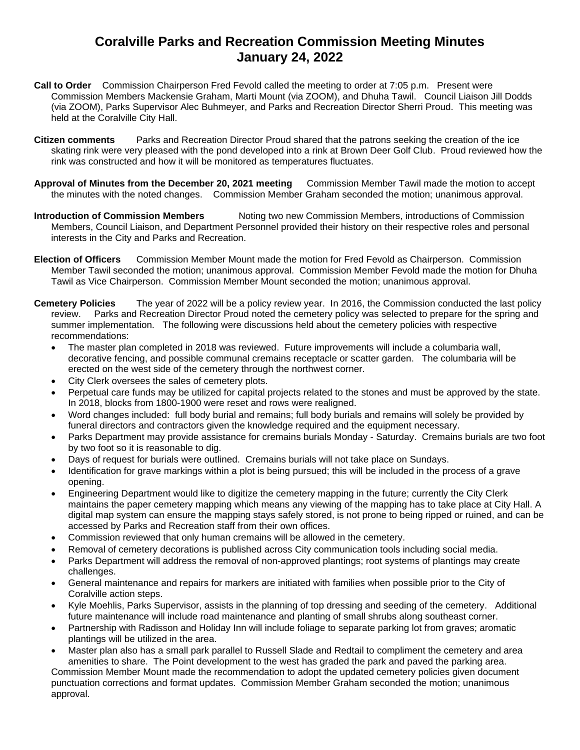# Coralville Parks and Recreation Commission Meeting Minutes
# January 24, 2022

**Call to Order** Commission Chairperson Fred Fevold called the meeting to order at 7:05 p.m. Present were Commission Members Mackensie Graham, Marti Mount (via ZOOM), and Dhuha Tawil. Council Liaison Jill Dodds (via ZOOM), Parks Supervisor Alec Buhmeyer, and Parks and Recreation Director Sherri Proud. This meeting was held at the Coralville City Hall.

**Citizen comments** Parks and Recreation Director Proud shared that the patrons seeking the creation of the ice skating rink were very pleased with the pond developed into a rink at Brown Deer Golf Club. Proud reviewed how the rink was constructed and how it will be monitored as temperatures fluctuates.

**Approval of Minutes from the December 20, 2021 meeting** Commission Member Tawil made the motion to accept the minutes with the noted changes. Commission Member Graham seconded the motion; unanimous approval.

**Introduction of Commission Members** Noting two new Commission Members, introductions of Commission Members, Council Liaison, and Department Personnel provided their history on their respective roles and personal interests in the City and Parks and Recreation.

**Election of Officers** Commission Member Mount made the motion for Fred Fevold as Chairperson. Commission Member Tawil seconded the motion; unanimous approval. Commission Member Fevold made the motion for Dhuha Tawil as Vice Chairperson. Commission Member Mount seconded the motion; unanimous approval.

**Cemetery Policies** The year of 2022 will be a policy review year. In 2016, the Commission conducted the last policy review. Parks and Recreation Director Proud noted the cemetery policy was selected to prepare for the spring and summer implementation. The following were discussions held about the cemetery policies with respective recommendations:

- The master plan completed in 2018 was reviewed. Future improvements will include a columbaria wall, decorative fencing, and possible communal cremains receptacle or scatter garden. The columbaria will be erected on the west side of the cemetery through the northwest corner.
- City Clerk oversees the sales of cemetery plots.
- Perpetual care funds may be utilized for capital projects related to the stones and must be approved by the state. In 2018, blocks from 1800-1900 were reset and rows were realigned.
- Word changes included: full body burial and remains; full body burials and remains will solely be provided by funeral directors and contractors given the knowledge required and the equipment necessary.
- Parks Department may provide assistance for cremains burials Monday - Saturday. Cremains burials are two foot by two foot so it is reasonable to dig.
- Days of request for burials were outlined. Cremains burials will not take place on Sundays.
- Identification for grave markings within a plot is being pursued; this will be included in the process of a grave opening.
- Engineering Department would like to digitize the cemetery mapping in the future; currently the City Clerk maintains the paper cemetery mapping which means any viewing of the mapping has to take place at City Hall. A digital map system can ensure the mapping stays safely stored, is not prone to being ripped or ruined, and can be accessed by Parks and Recreation staff from their own offices.
- Commission reviewed that only human cremains will be allowed in the cemetery.
- Removal of cemetery decorations is published across City communication tools including social media.
- Parks Department will address the removal of non-approved plantings; root systems of plantings may create challenges.
- General maintenance and repairs for markers are initiated with families when possible prior to the City of Coralville action steps.
- Kyle Moehlis, Parks Supervisor, assists in the planning of top dressing and seeding of the cemetery. Additional future maintenance will include road maintenance and planting of small shrubs along southeast corner.
- Partnership with Radisson and Holiday Inn will include foliage to separate parking lot from graves; aromatic plantings will be utilized in the area.
- Master plan also has a small park parallel to Russell Slade and Redtail to compliment the cemetery and area amenities to share. The Point development to the west has graded the park and paved the parking area.

Commission Member Mount made the recommendation to adopt the updated cemetery policies given document punctuation corrections and format updates. Commission Member Graham seconded the motion; unanimous approval.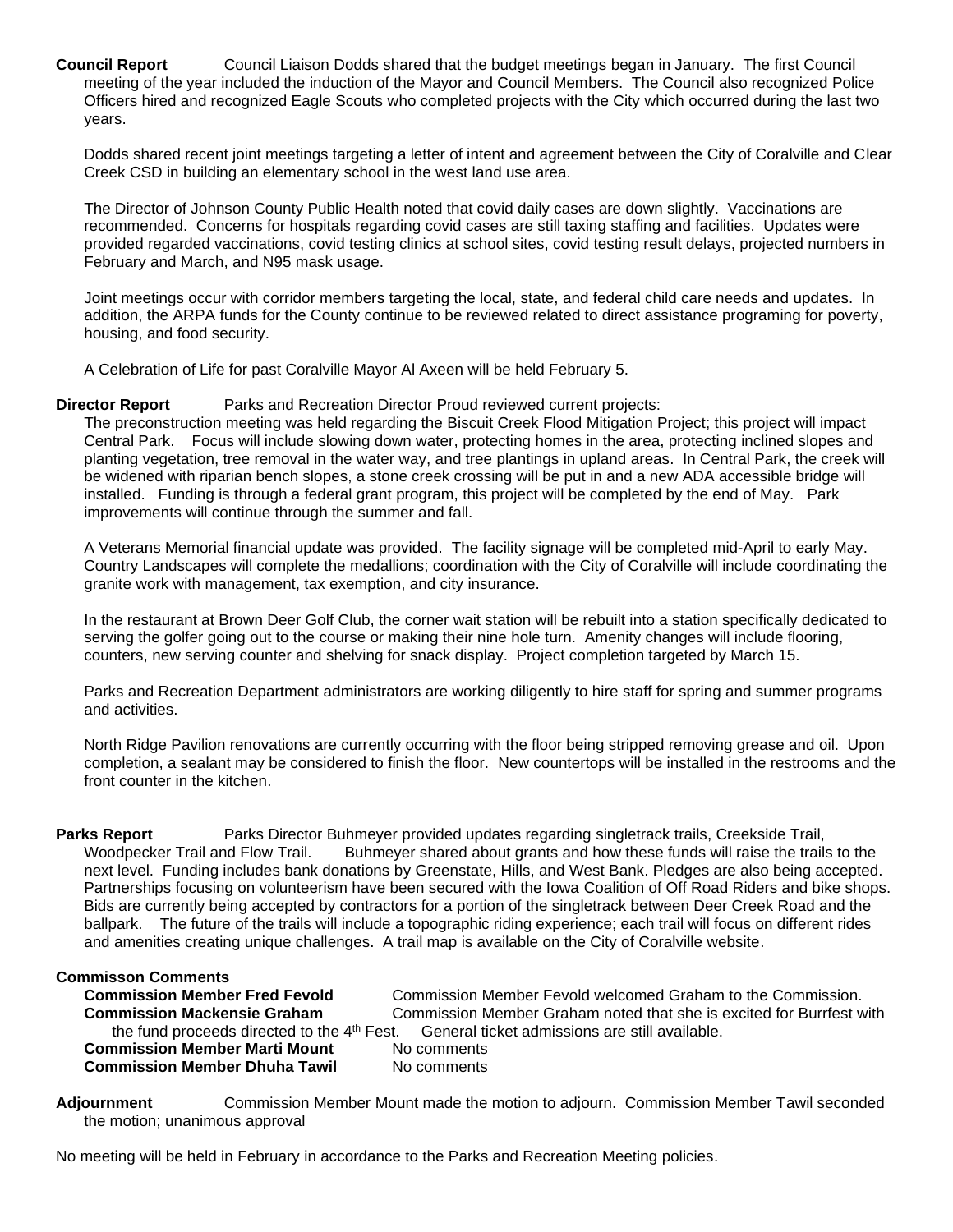**Council Report** Council Liaison Dodds shared that the budget meetings began in January. The first Council meeting of the year included the induction of the Mayor and Council Members. The Council also recognized Police Officers hired and recognized Eagle Scouts who completed projects with the City which occurred during the last two years.

Dodds shared recent joint meetings targeting a letter of intent and agreement between the City of Coralville and Clear Creek CSD in building an elementary school in the west land use area.

The Director of Johnson County Public Health noted that covid daily cases are down slightly. Vaccinations are recommended. Concerns for hospitals regarding covid cases are still taxing staffing and facilities. Updates were provided regarded vaccinations, covid testing clinics at school sites, covid testing result delays, projected numbers in February and March, and N95 mask usage.

Joint meetings occur with corridor members targeting the local, state, and federal child care needs and updates. In addition, the ARPA funds for the County continue to be reviewed related to direct assistance programing for poverty, housing, and food security.

A Celebration of Life for past Coralville Mayor Al Axeen will be held February 5.

**Director Report** Parks and Recreation Director Proud reviewed current projects:

The preconstruction meeting was held regarding the Biscuit Creek Flood Mitigation Project; this project will impact Central Park. Focus will include slowing down water, protecting homes in the area, protecting inclined slopes and planting vegetation, tree removal in the water way, and tree plantings in upland areas. In Central Park, the creek will be widened with riparian bench slopes, a stone creek crossing will be put in and a new ADA accessible bridge will installed. Funding is through a federal grant program, this project will be completed by the end of May. Park improvements will continue through the summer and fall.

A Veterans Memorial financial update was provided. The facility signage will be completed mid-April to early May. Country Landscapes will complete the medallions; coordination with the City of Coralville will include coordinating the granite work with management, tax exemption, and city insurance.

In the restaurant at Brown Deer Golf Club, the corner wait station will be rebuilt into a station specifically dedicated to serving the golfer going out to the course or making their nine hole turn. Amenity changes will include flooring, counters, new serving counter and shelving for snack display. Project completion targeted by March 15.

Parks and Recreation Department administrators are working diligently to hire staff for spring and summer programs and activities.

North Ridge Pavilion renovations are currently occurring with the floor being stripped removing grease and oil. Upon completion, a sealant may be considered to finish the floor. New countertops will be installed in the restrooms and the front counter in the kitchen.

**Parks Report** Parks Director Buhmeyer provided updates regarding singletrack trails, Creekside Trail, Woodpecker Trail and Flow Trail. Buhmeyer shared about grants and how these funds will raise the trails to the next level. Funding includes bank donations by Greenstate, Hills, and West Bank. Pledges are also being accepted. Partnerships focusing on volunteerism have been secured with the Iowa Coalition of Off Road Riders and bike shops. Bids are currently being accepted by contractors for a portion of the singletrack between Deer Creek Road and the ballpark. The future of the trails will include a topographic riding experience; each trail will focus on different rides and amenities creating unique challenges. A trail map is available on the City of Coralville website.

**Commisson Comments**

**Commission Member Fred Fevold** Commission Member Fevold welcomed Graham to the Commission.

**Commission Mackensie Graham** Commission Member Graham noted that she is excited for Burrfest with the fund proceeds directed to the 4th Fest. General ticket admissions are still available.

**Commission Member Marti Mount** No comments

**Commission Member Dhuha Tawil** No comments

**Adjournment** Commission Member Mount made the motion to adjourn. Commission Member Tawil seconded the motion; unanimous approval

No meeting will be held in February in accordance to the Parks and Recreation Meeting policies.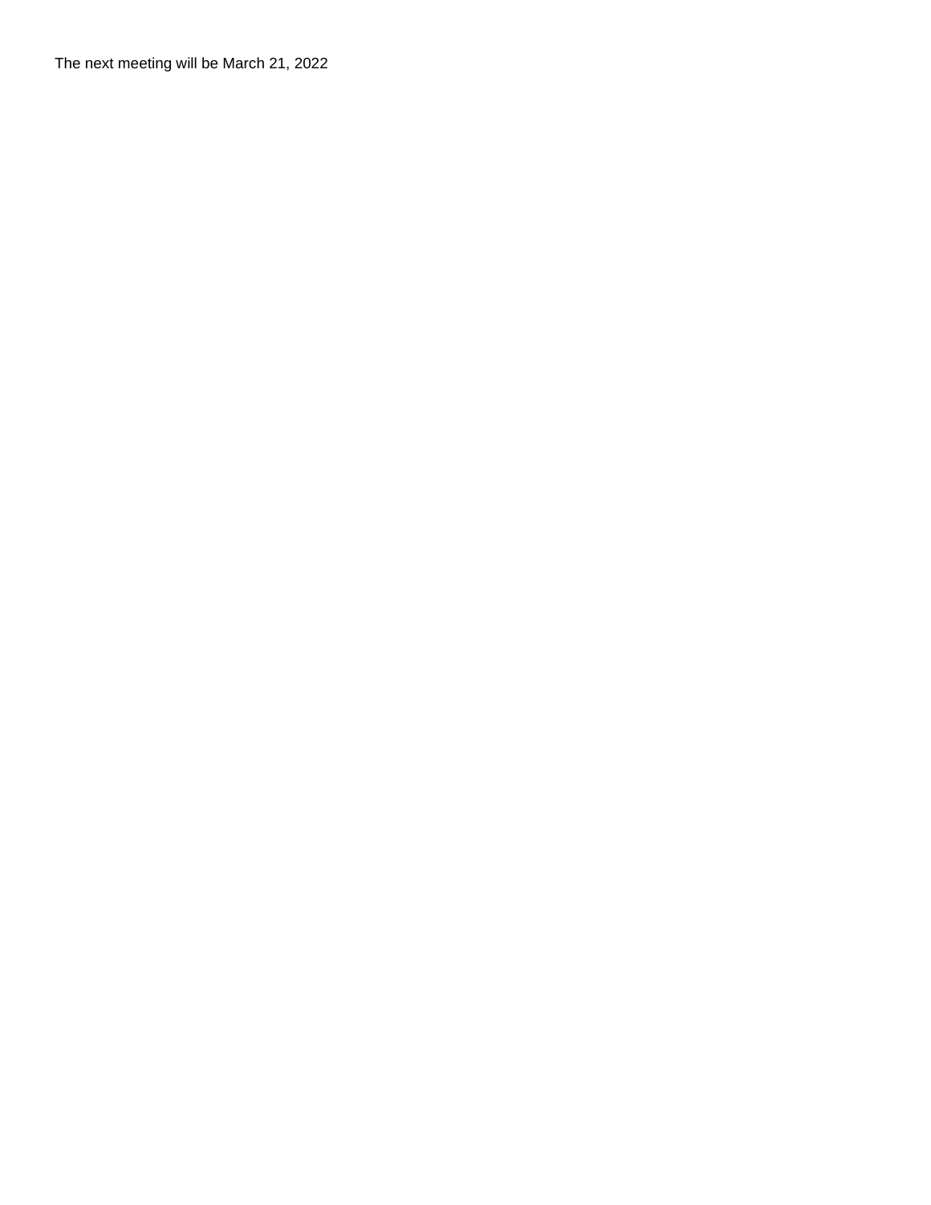The next meeting will be March 21, 2022